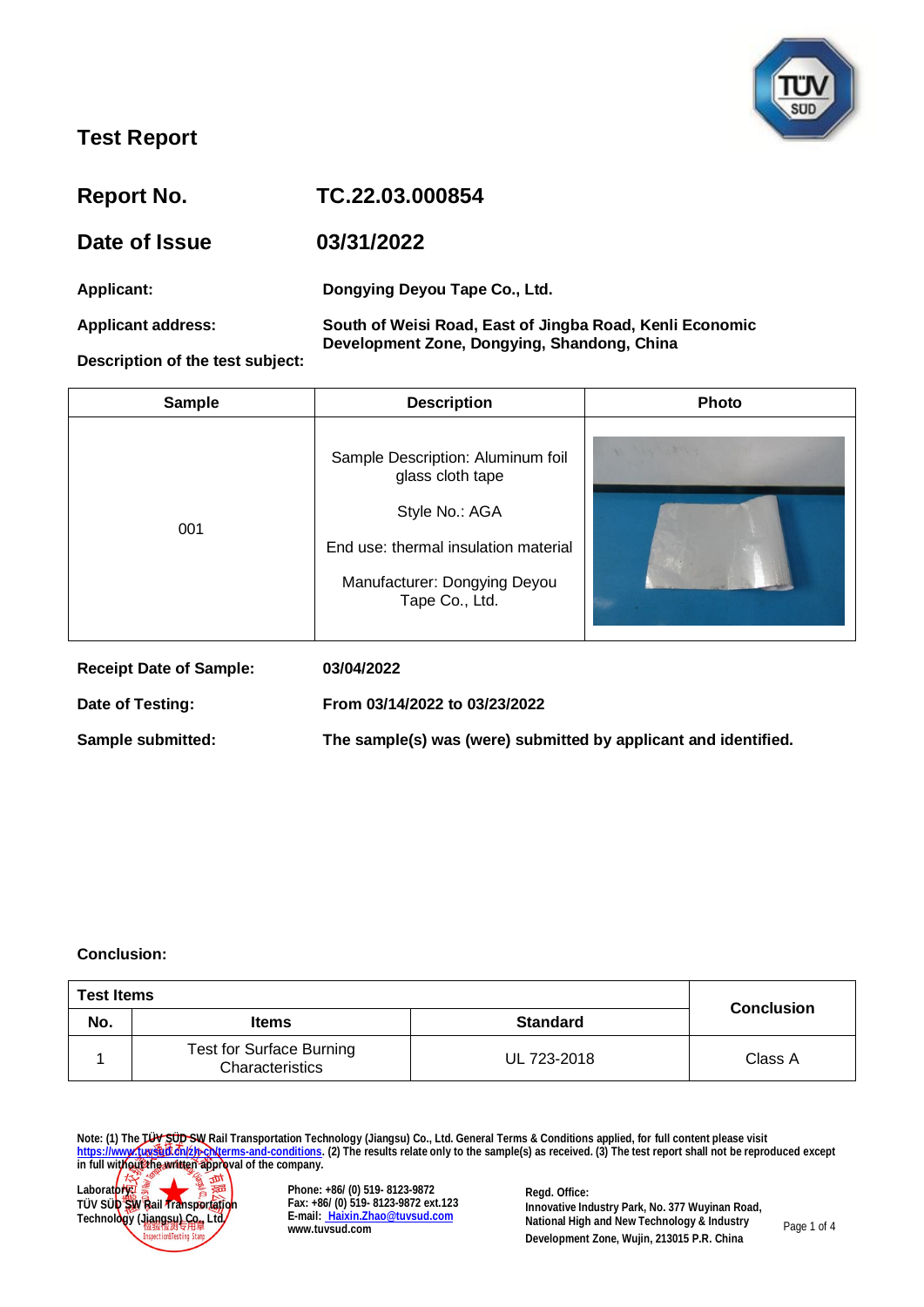# Test Report

## Report No. TC.22.03.000854

## Date of Issue 03/31/2022

**Applicant:** Dongying Deyou Tape Co., Ltd.

**Applicant address:** South of Weisi Road, East of Jingba Road, Kenli Economic Development Zone, Dongying, Shandong, China

**Description of the test subject:**

| Sample | Description | Photo |
|---|---|---|
| 001 | Sample Description: Aluminum foil glass cloth tape<br><br>Style No.: AGA<br><br>End use: thermal insulation material<br><br>Manufacturer: Dongying Deyou Tape Co., Ltd. | |

**Receipt Date of Sample:** 03/04/2022

**Date of Testing:** From 03/14/2022 to 03/23/2022

**Sample submitted:** The sample(s) was (were) submitted by applicant and identified.

**Conclusion:**

| Test Items | | | Conclusion |
|---|---|---|---|
| No. | Items | Standard | |
| 1 | Test for Surface Burning Characteristics | UL 723-2018 | Class A |

Note: (1) The TÜV SÜD SW Rail Transportation Technology (Jiangsu) Co., Ltd. General Terms & Conditions applied, for full content please visit https://www.tuvsud.cn/zh-cn/terms-and-conditions. (2) The results relate only to the sample(s) as received. (3) The test report shall not be reproduced except in full without the written approval of the company.

Laboratory:
TÜV SÜD SW Rail Transportation Technology (Jiangsu) Co., Ltd

Phone: +86/ (0) 519- 8123-9872
Fax: +86/ (0) 519- 8123-9872 ext.123
E-mail: Haixin.Zhao@tuvsud.com
www.tuvsud.com

Regd. Office:
Innovative Industry Park, No. 377 Wuyinan Road, National High and New Technology & Industry Development Zone, Wujin, 213015 P.R. China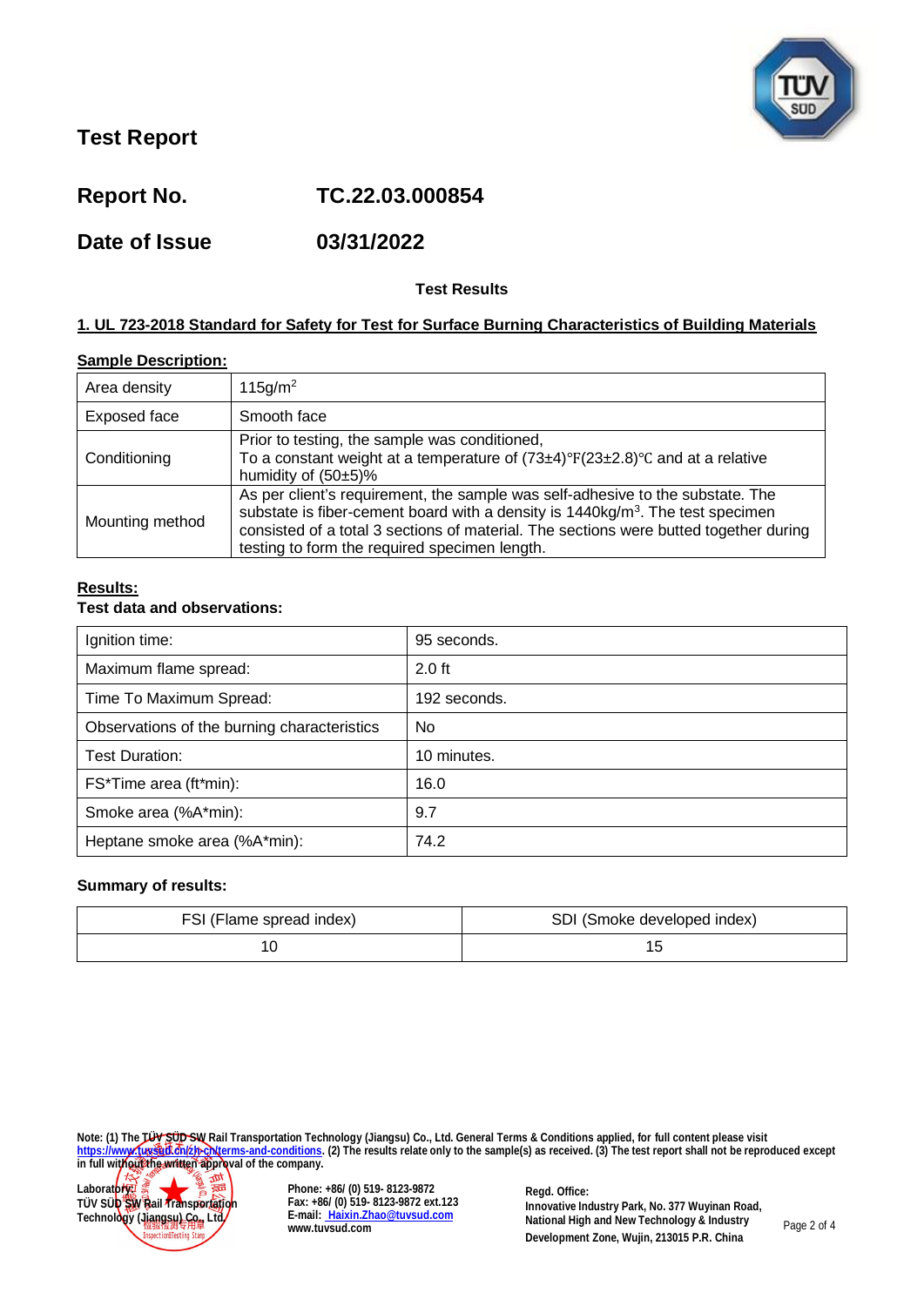# Test Report

**Report No.** TC.22.03.000854

**Date of Issue** 03/31/2022

**Test Results**

**1. UL 723-2018 Standard for Safety for Test for Surface Burning Characteristics of Building Materials**

**Sample Description:**

| | |
|---|---|
| Area density | 115g/$m^2$ |
| Exposed face | Smooth face |
| Conditioning | Prior to testing, the sample was conditioned, To a constant weight at a temperature of (73±4)℉(23±2.8)℃ and at a relative humidity of (50±5)% |
| Mounting method | As per client's requirement, the sample was self-adhesive to the substate. The substate is fiber-cement board with a density is 1440kg/$m^3$. The test specimen consisted of a total 3 sections of material. The sections were butted together during testing to form the required specimen length. |

**Results:**

**Test data and observations:**

| | |
|---|---|
| Ignition time: | 95 seconds. |
| Maximum flame spread: | 2.0 ft |
| Time To Maximum Spread: | 192 seconds. |
| Observations of the burning characteristics | No |
| Test Duration: | 10 minutes. |
| FS*Time area (ft*min): | 16.0 |
| Smoke area (%A*min): | 9.7 |
| Heptane smoke area (%A*min): | 74.2 |

**Summary of results:**

| FSI (Flame spread index) | SDI (Smoke developed index) |
|---|---|
| 10 | 15 |

Note: (1) The TÜV SÜD SW Rail Transportation Technology (Jiangsu) Co., Ltd. General Terms & Conditions applied, for full content please visit https://www.tuvsud.cn/zh-cn/terms-and-conditions. (2) The results relate only to the sample(s) as received. (3) The test report shall not be reproduced except in full without the written approval of the company.

Laboratory:
TÜV SÜD SW Rail Transportation Technology (Jiangsu) Co., Ltd

Phone: +86/ (0) 519- 8123-9872
Fax: +86/ (0) 519- 8123-9872 ext.123
E-mail: Haixin.Zhao@tuvsud.com
www.tuvsud.com

Regd. Office:
Innovative Industry Park, No. 377 Wuyinan Road, National High and New Technology & Industry Development Zone, Wujin, 213015 P.R. China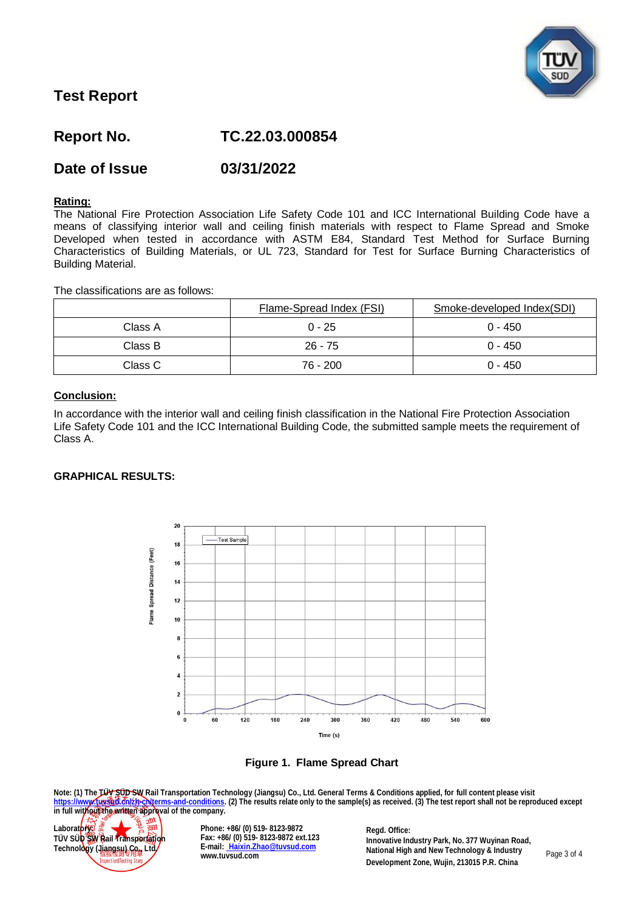# Test Report

## Report No. TC.22.03.000854

## Date of Issue 03/31/2022

**Rating:**

The National Fire Protection Association Life Safety Code 101 and ICC International Building Code have a means of classifying interior wall and ceiling finish materials with respect to Flame Spread and Smoke Developed when tested in accordance with ASTM E84, Standard Test Method for Surface Burning Characteristics of Building Materials, or UL 723, Standard for Test for Surface Burning Characteristics of Building Material.

The classifications are as follows:

| | Flame-Spread Index (FSI) | Smoke-developed Index(SDI) |
|---|---|---|
| Class A | 0 - 25 | 0 - 450 |
| Class B | 26 - 75 | 0 - 450 |
| Class C | 76 - 200 | 0 - 450 |

**Conclusion:**

In accordance with the interior wall and ceiling finish classification in the National Fire Protection Association Life Safety Code 101 and the ICC International Building Code, the submitted sample meets the requirement of Class A.

**GRAPHICAL RESULTS:**

**Figure 1. Flame Spread Chart**

Note: (1) The TÜV SÜD SW Rail Transportation Technology (Jiangsu) Co., Ltd. General Terms & Conditions applied, for full content please visit https://www.tuvsud.cn/zh-cn/terms-and-conditions. (2) The results relate only to the sample(s) as received. (3) The test report shall not be reproduced except in full without the written approval of the company.

Laboratory:
TÜV SÜD SW Rail Transportation Technology (Jiangsu) Co., Ltd.

Phone: +86/ (0) 519- 8123-9872
Fax: +86/ (0) 519- 8123-9872 ext.123
E-mail: Haixin.Zhao@tuvsud.com
www.tuvsud.com

Regd. Office:
Innovative Industry Park, No. 377 Wuyinan Road, National High and New Technology & Industry Development Zone, Wujin, 213015 P.R. China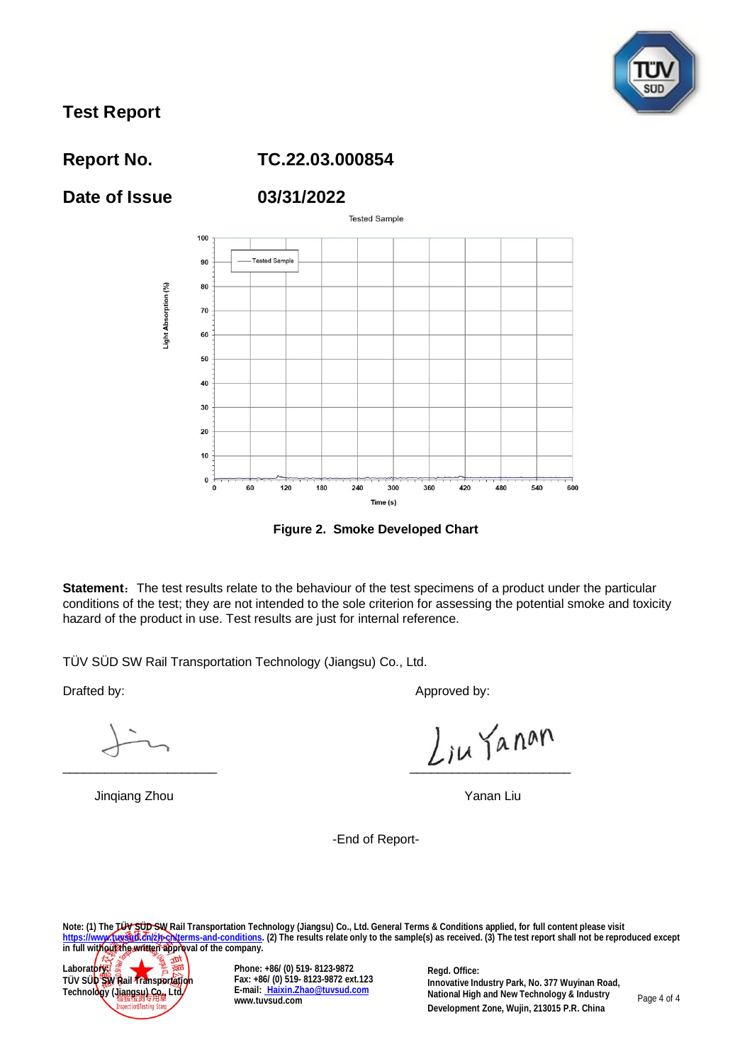# Test Report

**Report No.** TC.22.03.000854

**Date of Issue** 03/31/2022

Tested Sample

Light Absorption (%)

100
90
80
70
60
50
40
30
20
10
0

Tested Sample

0 60 120 180 240 300 360 420 480 540 600

Time (s)

**Figure 2. Smoke Developed Chart**

**Statement**：The test results relate to the behaviour of the test specimens of a product under the particular conditions of the test; they are not intended to the sole criterion for assessing the potential smoke and toxicity hazard of the product in use. Test results are just for internal reference.

TÜV SÜD SW Rail Transportation Technology (Jiangsu) Co., Ltd.

Drafted by:

Jinqiang Zhou

Approved by:

Yanan Liu

-End of Report-

Note: (1) The TÜV SÜD SW Rail Transportation Technology (Jiangsu) Co., Ltd. General Terms & Conditions applied, for full content please visit https://www.tuvsud.cn/zh-cn/terms-and-conditions. (2) The results relate only to the sample(s) as received. (3) The test report shall not be reproduced except in full without the written approval of the company.

Laboratory:
TÜV SÜD SW Rail Transportation Technology (Jiangsu) Co., Ltd

Phone: +86/ (0) 519- 8123-9872
Fax: +86/ (0) 519- 8123-9872 ext.123
E-mail: Haixin.Zhao@tuvsud.com
www.tuvsud.com

Regd. Office:
Innovative Industry Park, No. 377 Wuyinan Road, National High and New Technology & Industry Development Zone, Wujin, 213015 P.R. China